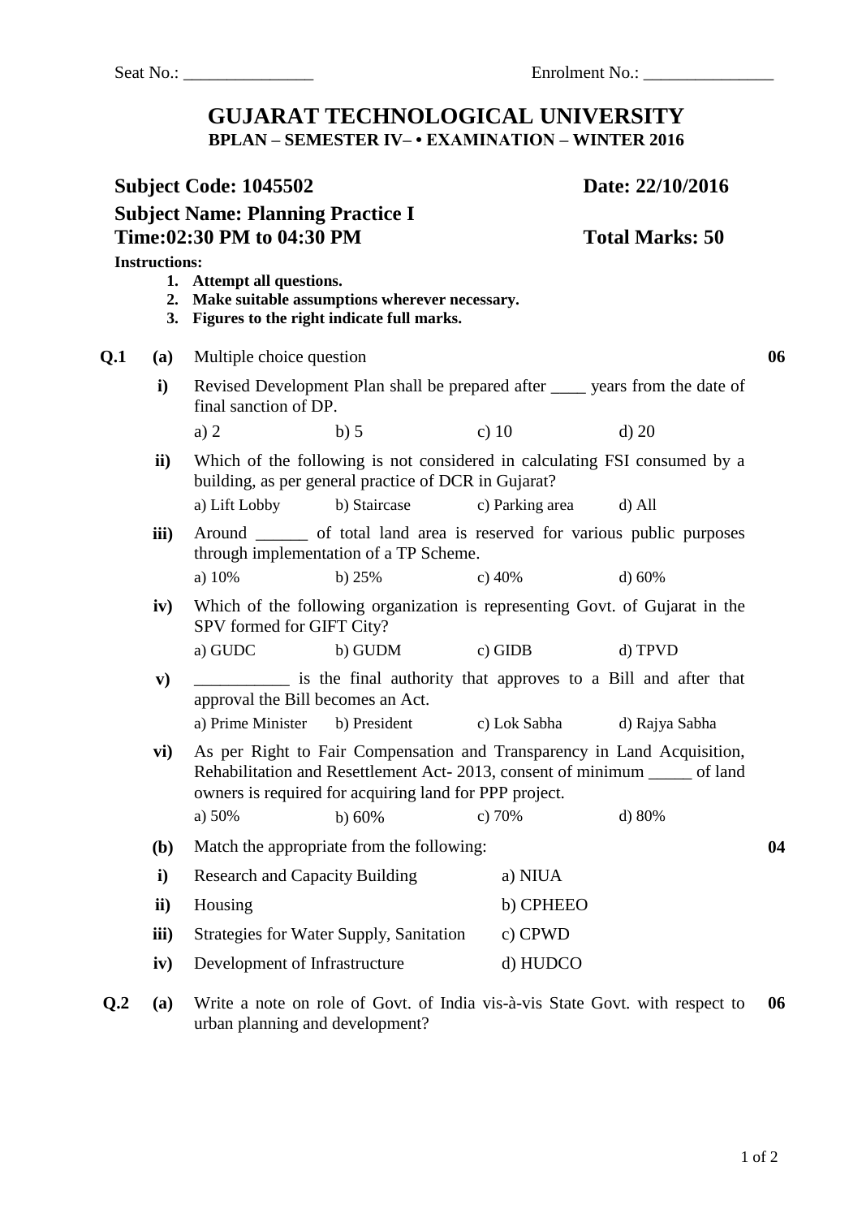Seat No.: _______________ Enrolment No.: _______________

# GUJARAT TECHNOLOGICAL UNIVERSITY

### BPLAN – SEMESTER IV– • EXAMINATION – WINTER 2016

**Subject Code: 1045502** **Date: 22/10/2016**

**Subject Name: Planning Practice I**

**Time:02:30 PM to 04:30 PM** **Total Marks: 50**

**Instructions:**

1. **Attempt all questions.**
2. **Make suitable assumptions wherever necessary.**
3. **Figures to the right indicate full marks.**

**Q.1 (a)** Multiple choice question **06**

**i)** Revised Development Plan shall be prepared after ____ years from the date of final sanction of DP.

a) 2 b) 5 c) 10 d) 20

**ii)** Which of the following is not considered in calculating FSI consumed by a building, as per general practice of DCR in Gujarat?

a) Lift Lobby b) Staircase c) Parking area d) All

**iii)** Around ______ of total land area is reserved for various public purposes through implementation of a TP Scheme.

a) 10% b) 25% c) 40% d) 60%

**iv)** Which of the following organization is representing Govt. of Gujarat in the SPV formed for GIFT City?

a) GUDC b) GUDM c) GIDB d) TPVD

**v)** ___________ is the final authority that approves to a Bill and after that approval the Bill becomes an Act.

a) Prime Minister b) President c) Lok Sabha d) Rajya Sabha

**vi)** As per Right to Fair Compensation and Transparency in Land Acquisition, Rehabilitation and Resettlement Act- 2013, consent of minimum _____ of land owners is required for acquiring land for PPP project.

a) 50% b) 60% c) 70% d) 80%

**(b)** Match the appropriate from the following: **04**

| | | |
|---|---|---|
| **i)** | Research and Capacity Building | a) NIUA |
| **ii)** | Housing | b) CPHEEO |
| **iii)** | Strategies for Water Supply, Sanitation | c) CPWD |
| **iv)** | Development of Infrastructure | d) HUDCO |

**Q.2 (a)** Write a note on role of Govt. of India vis-à-vis State Govt. with respect to urban planning and development? **06**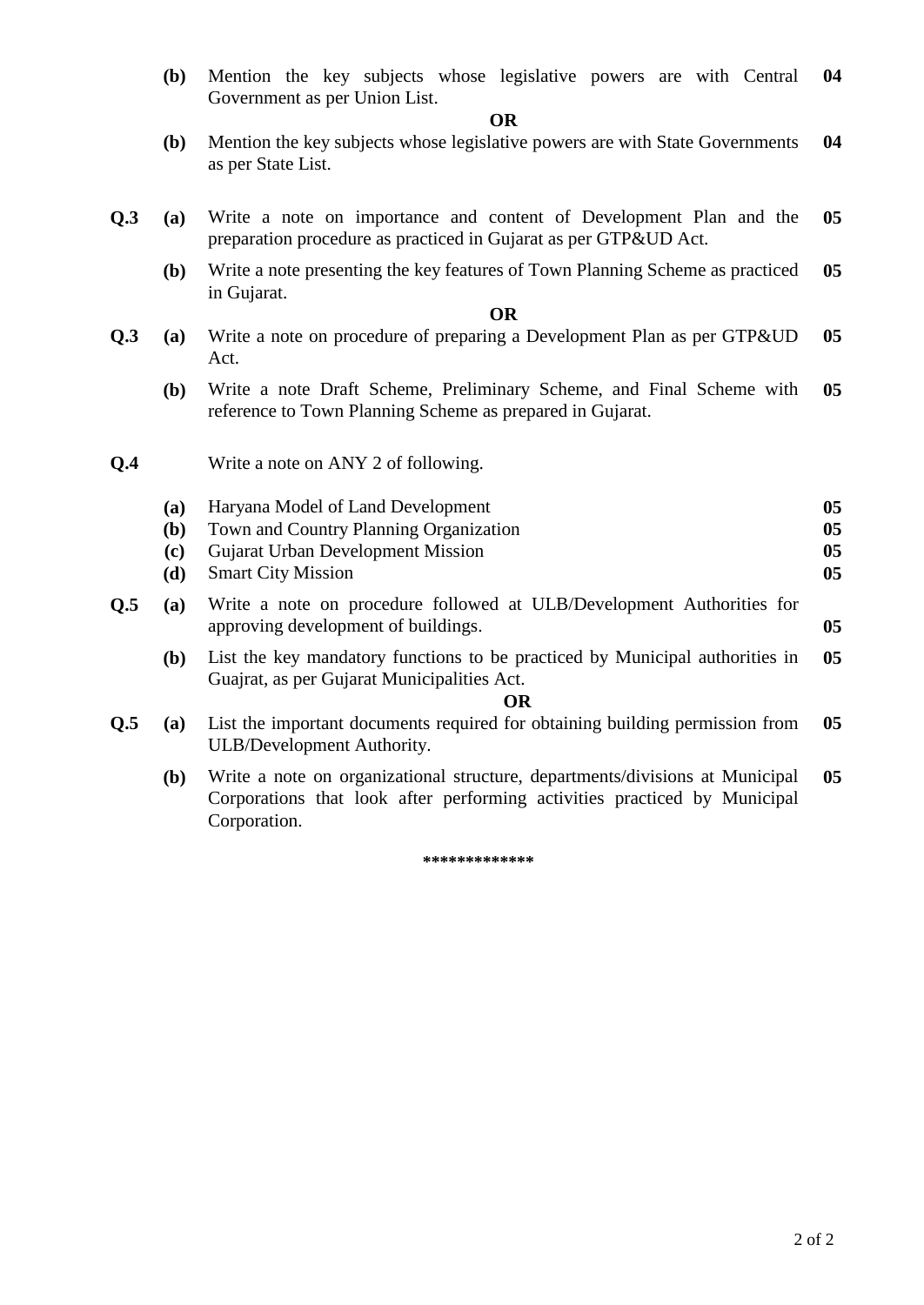**(b)** Mention the key subjects whose legislative powers are with Central Government as per Union List. **04**

**OR**

**(b)** Mention the key subjects whose legislative powers are with State Governments as per State List. **04**

**Q.3** **(a)** Write a note on importance and content of Development Plan and the preparation procedure as practiced in Gujarat as per GTP&UD Act. **05**

**(b)** Write a note presenting the key features of Town Planning Scheme as practiced in Gujarat. **05**

**OR**

**Q.3** **(a)** Write a note on procedure of preparing a Development Plan as per GTP&UD Act. **05**

**(b)** Write a note Draft Scheme, Preliminary Scheme, and Final Scheme with reference to Town Planning Scheme as prepared in Gujarat. **05**

**Q.4** Write a note on ANY 2 of following.

**(a)** Haryana Model of Land Development **05**
**(b)** Town and Country Planning Organization **05**
**(c)** Gujarat Urban Development Mission **05**
**(d)** Smart City Mission **05**

**Q.5** **(a)** Write a note on procedure followed at ULB/Development Authorities for approving development of buildings. **05**

**(b)** List the key mandatory functions to be practiced by Municipal authorities in Guajrat, as per Gujarat Municipalities Act. **05**

**OR**

**Q.5** **(a)** List the important documents required for obtaining building permission from ULB/Development Authority. **05**

**(b)** Write a note on organizational structure, departments/divisions at Municipal Corporations that look after performing activities practiced by Municipal Corporation. **05**

*************